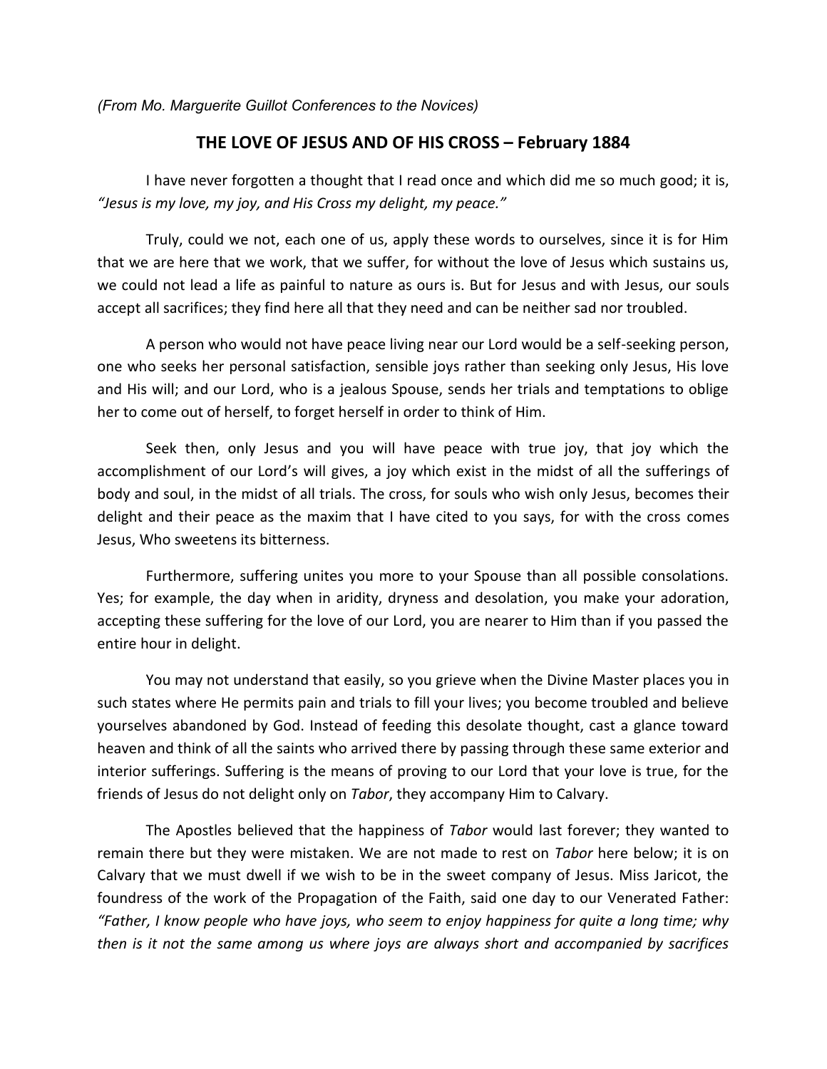*(From Mo. Marguerite Guillot Conferences to the Novices)*

## THE LOVE OF JESUS AND OF HIS CROSS – February 1884

I have never forgotten a thought that I read once and which did me so much good; it is, *"Jesus is my love, my joy, and His Cross my delight, my peace."*

Truly, could we not, each one of us, apply these words to ourselves, since it is for Him that we are here that we work, that we suffer, for without the love of Jesus which sustains us, we could not lead a life as painful to nature as ours is. But for Jesus and with Jesus, our souls accept all sacrifices; they find here all that they need and can be neither sad nor troubled.

A person who would not have peace living near our Lord would be a self-seeking person, one who seeks her personal satisfaction, sensible joys rather than seeking only Jesus, His love and His will; and our Lord, who is a jealous Spouse, sends her trials and temptations to oblige her to come out of herself, to forget herself in order to think of Him.

Seek then, only Jesus and you will have peace with true joy, that joy which the accomplishment of our Lord's will gives, a joy which exist in the midst of all the sufferings of body and soul, in the midst of all trials. The cross, for souls who wish only Jesus, becomes their delight and their peace as the maxim that I have cited to you says, for with the cross comes Jesus, Who sweetens its bitterness.

Furthermore, suffering unites you more to your Spouse than all possible consolations. Yes; for example, the day when in aridity, dryness and desolation, you make your adoration, accepting these suffering for the love of our Lord, you are nearer to Him than if you passed the entire hour in delight.

You may not understand that easily, so you grieve when the Divine Master places you in such states where He permits pain and trials to fill your lives; you become troubled and believe yourselves abandoned by God. Instead of feeding this desolate thought, cast a glance toward heaven and think of all the saints who arrived there by passing through these same exterior and interior sufferings. Suffering is the means of proving to our Lord that your love is true, for the friends of Jesus do not delight only on *Tabor*, they accompany Him to Calvary.

The Apostles believed that the happiness of *Tabor* would last forever; they wanted to remain there but they were mistaken. We are not made to rest on *Tabor* here below; it is on Calvary that we must dwell if we wish to be in the sweet company of Jesus. Miss Jaricot, the foundress of the work of the Propagation of the Faith, said one day to our Venerated Father: *"Father, I know people who have joys, who seem to enjoy happiness for quite a long time; why then is it not the same among us where joys are always short and accompanied by sacrifices*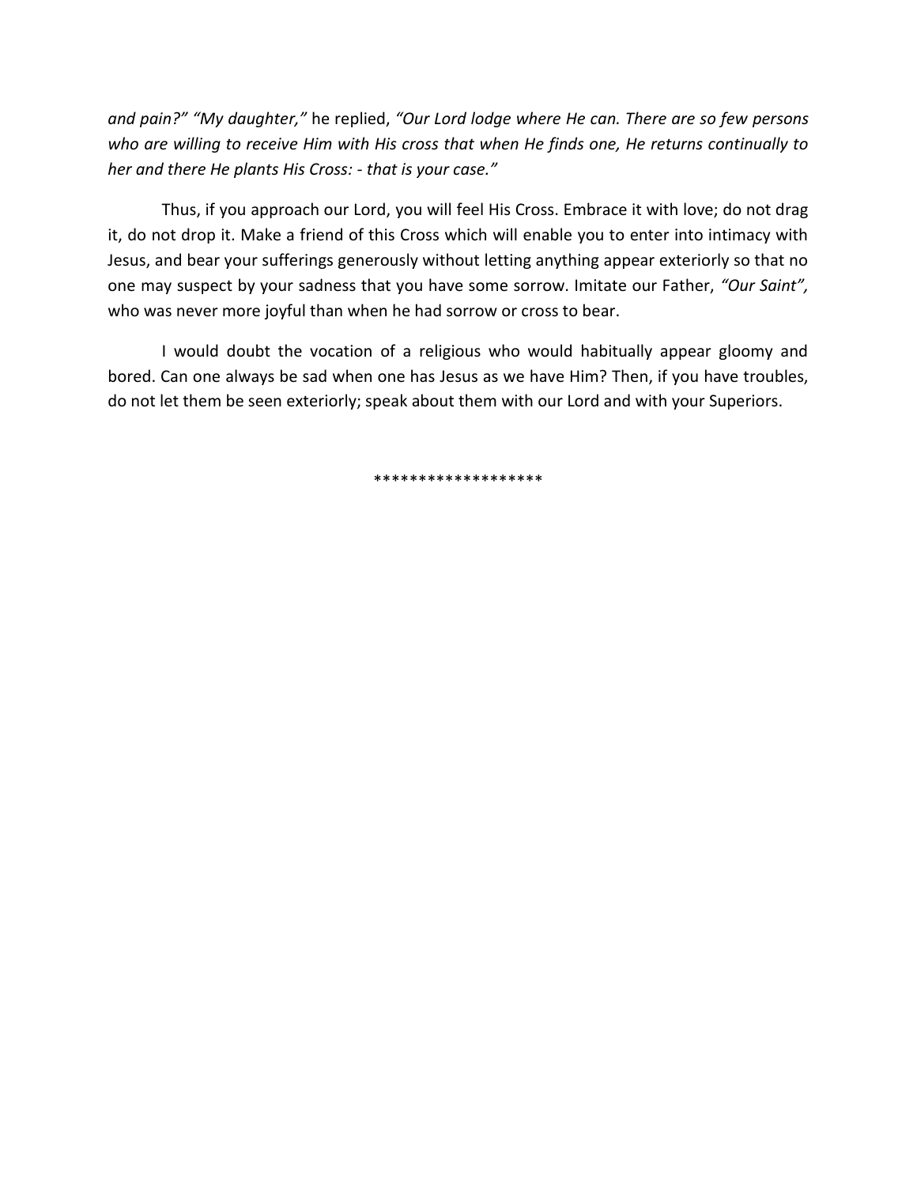*and pain?" "My daughter,"* he replied, *"Our Lord lodge where He can. There are so few persons who are willing to receive Him with His cross that when He finds one, He returns continually to her and there He plants His Cross: - that is your case."*

Thus, if you approach our Lord, you will feel His Cross. Embrace it with love; do not drag it, do not drop it. Make a friend of this Cross which will enable you to enter into intimacy with Jesus, and bear your sufferings generously without letting anything appear exteriorly so that no one may suspect by your sadness that you have some sorrow. Imitate our Father, *"Our Saint",* who was never more joyful than when he had sorrow or cross to bear.

I would doubt the vocation of a religious who would habitually appear gloomy and bored. Can one always be sad when one has Jesus as we have Him? Then, if you have troubles, do not let them be seen exteriorly; speak about them with our Lord and with your Superiors.

*******************